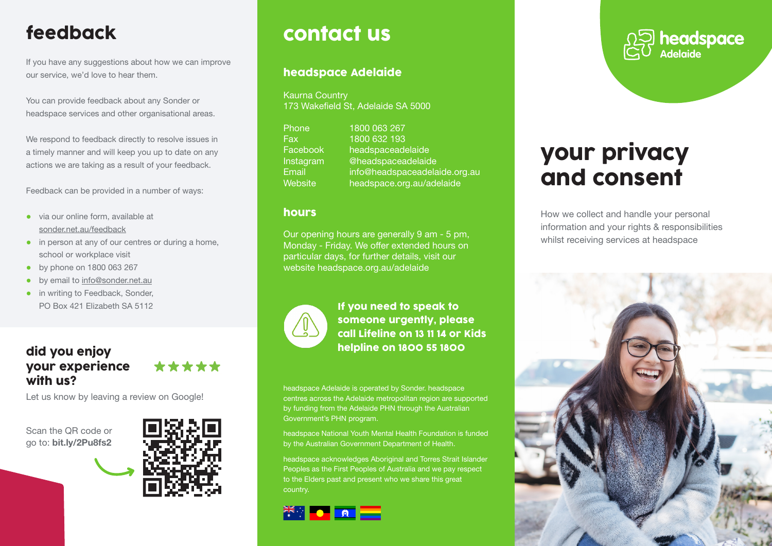# feedback

If you have any suggestions about how we can improve our service, we'd love to hear them.

You can provide feedback about any Sonder or headspace services and other organisational areas.

We respond to feedback directly to resolve issues in a timely manner and will keep you up to date on any actions we are taking as a result of your feedback.

Feedback can be provided in a number of ways:

- via our online form, available at sonder.net.au/feedback
- in person at any of our centres or during a home, school or workplace visit
- by phone on 1800 063 267
- by email to info@sonder.net.au
- in writing to Feedback, Sonder, PO Box 421 Elizabeth SA 5112

## did you enjoy your experience with us?

★★★★★

Let us know by leaving a review on Google!

Scan the QR code or go to: **bit.ly/2Pu8fs2**

# contact us

## headspace Adelaide

Kaurna Country
173 Wakefield St, Adelaide SA 5000

| | |
|---|---|
| Phone | 1800 063 267 |
| Fax | 1800 632 193 |
| Facebook | headspaceadelaide |
| Instagram | @headspaceadelaide |
| Email | info@headspaceadelaide.org.au |
| Website | headspace.org.au/adelaide |

## hours

Our opening hours are generally 9 am - 5 pm, Monday - Friday. We offer extended hours on particular days, for further details, visit our website headspace.org.au/adelaide

**If you need to speak to someone urgently, please call Lifeline on 13 11 14 or Kids helpline on 1800 55 1800**

headspace Adelaide is operated by Sonder. headspace centres across the Adelaide metropolitan region are supported by funding from the Adelaide PHN through the Australian Government's PHN program.

headspace National Youth Mental Health Foundation is funded by the Australian Government Department of Health.

headspace acknowledges Aboriginal and Torres Strait Islander Peoples as the First Peoples of Australia and we pay respect to the Elders past and present who we share this great country.

headspace Adelaide

# your privacy and consent

How we collect and handle your personal information and your rights & responsibilities whilst receiving services at headspace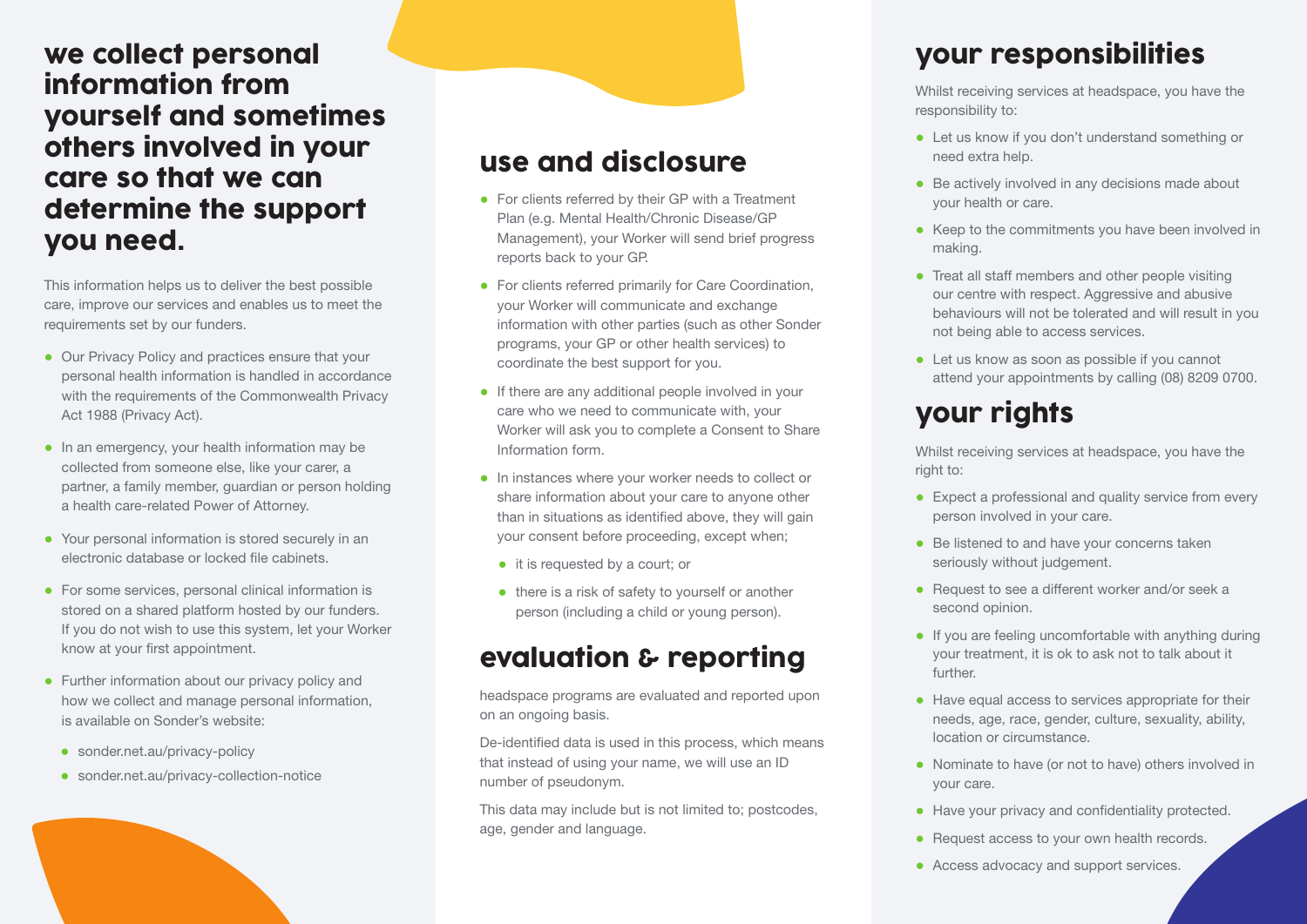## we collect personal information from yourself and sometimes others involved in your care so that we can determine the support you need.

This information helps us to deliver the best possible care, improve our services and enables us to meet the requirements set by our funders.

- Our Privacy Policy and practices ensure that your personal health information is handled in accordance with the requirements of the Commonwealth Privacy Act 1988 (Privacy Act).
- In an emergency, your health information may be collected from someone else, like your carer, a partner, a family member, guardian or person holding a health care-related Power of Attorney.
- Your personal information is stored securely in an electronic database or locked file cabinets.
- For some services, personal clinical information is stored on a shared platform hosted by our funders. If you do not wish to use this system, let your Worker know at your first appointment.
- Further information about our privacy policy and how we collect and manage personal information, is available on Sonder's website:
  - sonder.net.au/privacy-policy
  - sonder.net.au/privacy-collection-notice

## use and disclosure

- For clients referred by their GP with a Treatment Plan (e.g. Mental Health/Chronic Disease/GP Management), your Worker will send brief progress reports back to your GP.
- For clients referred primarily for Care Coordination, your Worker will communicate and exchange information with other parties (such as other Sonder programs, your GP or other health services) to coordinate the best support for you.
- If there are any additional people involved in your care who we need to communicate with, your Worker will ask you to complete a Consent to Share Information form.
- In instances where your worker needs to collect or share information about your care to anyone other than in situations as identified above, they will gain your consent before proceeding, except when;
  - it is requested by a court; or
  - there is a risk of safety to yourself or another person (including a child or young person).

## evaluation & reporting

headspace programs are evaluated and reported upon on an ongoing basis.

De-identified data is used in this process, which means that instead of using your name, we will use an ID number of pseudonym.

This data may include but is not limited to; postcodes, age, gender and language.

## your responsibilities

Whilst receiving services at headspace, you have the responsibility to:

- Let us know if you don't understand something or need extra help.
- Be actively involved in any decisions made about your health or care.
- Keep to the commitments you have been involved in making.
- Treat all staff members and other people visiting our centre with respect. Aggressive and abusive behaviours will not be tolerated and will result in you not being able to access services.
- Let us know as soon as possible if you cannot attend your appointments by calling (08) 8209 0700.

## your rights

Whilst receiving services at headspace, you have the right to:

- Expect a professional and quality service from every person involved in your care.
- Be listened to and have your concerns taken seriously without judgement.
- Request to see a different worker and/or seek a second opinion.
- If you are feeling uncomfortable with anything during your treatment, it is ok to ask not to talk about it further.
- Have equal access to services appropriate for their needs, age, race, gender, culture, sexuality, ability, location or circumstance.
- Nominate to have (or not to have) others involved in your care.
- Have your privacy and confidentiality protected.
- Request access to your own health records.
- Access advocacy and support services.